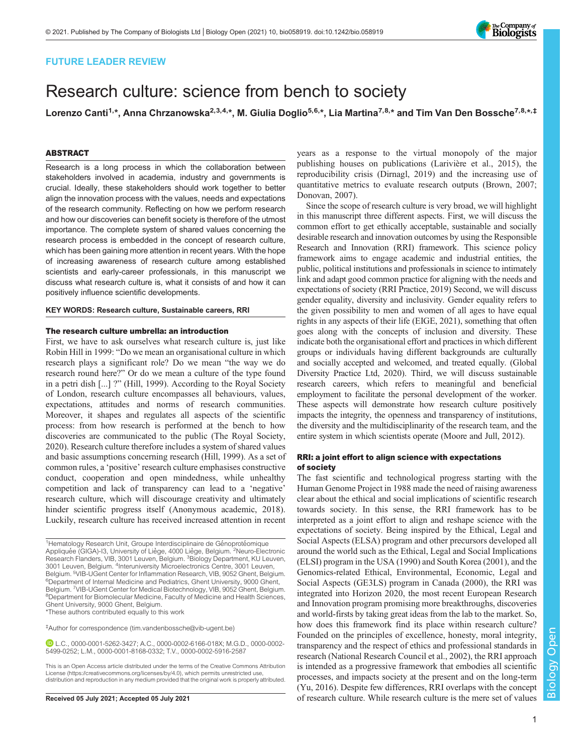FUTURE LEADER REVIEW

# Research culture: science from bench to society

**Lorenzo Canti[1,*], Anna Chrzanowska[2,3,4,*], M. Giulia Doglio[5,6,*], Lia Martina[7,8,*] and Tim Van Den Bossche[7,8,*,‡]**

## ABSTRACT

Research is a long process in which the collaboration between stakeholders involved in academia, industry and governments is crucial. Ideally, these stakeholders should work together to better align the innovation process with the values, needs and expectations of the research community. Reflecting on how we perform research and how our discoveries can benefit society is therefore of the utmost importance. The complete system of shared values concerning the research process is embedded in the concept of research culture, which has been gaining more attention in recent years. With the hope of increasing awareness of research culture among established scientists and early-career professionals, in this manuscript we discuss what research culture is, what it consists of and how it can positively influence scientific developments.

**KEY WORDS: Research culture, Sustainable careers, RRI**

## The research culture umbrella: an introduction

First, we have to ask ourselves what research culture is, just like Robin Hill in 1999: "Do we mean an organisational culture in which research plays a significant role? Do we mean "the way we do research round here?" Or do we mean a culture of the type found in a petri dish [...] ?" (Hill, 1999). According to the Royal Society of London, research culture encompasses all behaviours, values, expectations, attitudes and norms of research communities. Moreover, it shapes and regulates all aspects of the scientific process: from how research is performed at the bench to how discoveries are communicated to the public (The Royal Society, 2020). Research culture therefore includes a system of shared values and basic assumptions concerning research (Hill, 1999). As a set of common rules, a 'positive' research culture emphasises constructive conduct, cooperation and open mindedness, while unhealthy competition and lack of transparency can lead to a 'negative' research culture, which will discourage creativity and ultimately hinder scientific progress itself (Anonymous academic, 2018). Luckily, research culture has received increased attention in recent years as a response to the virtual monopoly of the major publishing houses on publications (Larivière et al., 2015), the reproducibility crisis (Dirnagl, 2019) and the increasing use of quantitative metrics to evaluate research outputs (Brown, 2007; Donovan, 2007).

Since the scope of research culture is very broad, we will highlight in this manuscript three different aspects. First, we will discuss the common effort to get ethically acceptable, sustainable and socially desirable research and innovation outcomes by using the Responsible Research and Innovation (RRI) framework. This science policy framework aims to engage academic and industrial entities, the public, political institutions and professionals in science to intimately link and adapt good common practice for aligning with the needs and expectations of society (RRI Practice, 2019) Second, we will discuss gender equality, diversity and inclusivity. Gender equality refers to the given possibility to men and women of all ages to have equal rights in any aspects of their life (EIGE, 2021), something that often goes along with the concepts of inclusion and diversity. These indicate both the organisational effort and practices in which different groups or individuals having different backgrounds are culturally and socially accepted and welcomed, and treated equally. (Global Diversity Practice Ltd, 2020). Third, we will discuss sustainable research careers, which refers to meaningful and beneficial employment to facilitate the personal development of the worker. These aspects will demonstrate how research culture positively impacts the integrity, the openness and transparency of institutions, the diversity and the multidisciplinarity of the research team, and the entire system in which scientists operate (Moore and Jull, 2012).

## RRI: a joint effort to align science with expectations of society

The fast scientific and technological progress starting with the Human Genome Project in 1988 made the need of raising awareness clear about the ethical and social implications of scientific research towards society. In this sense, the RRI framework has to be interpreted as a joint effort to align and reshape science with the expectations of society. Being inspired by the Ethical, Legal and Social Aspects (ELSA) program and other precursors developed all around the world such as the Ethical, Legal and Social Implications (ELSI) program in the USA (1990) and South Korea (2001), and the Genomics-related Ethical, Environmental, Economic, Legal and Social Aspects (GE3LS) program in Canada (2000), the RRI was integrated into Horizon 2020, the most recent European Research and Innovation program promising more breakthroughs, discoveries and world-firsts by taking great ideas from the lab to the market. So, how does this framework find its place within research culture? Founded on the principles of excellence, honesty, moral integrity, transparency and the respect of ethics and professional standards in research (National Research Council et al., 2002), the RRI approach is intended as a progressive framework that embodies all scientific processes, and impacts society at the present and on the long-term (Yu, 2016). Despite few differences, RRI overlaps with the concept of research culture. While research culture is the mere set of values

---

[1]Hematology Research Unit, Groupe Interdisciplinaire de Génoprotéomique Appliquée (GIGA)-I3, University of Liège, 4000 Liège, Belgium. [2]Neuro-Electronic Research Flanders, VIB, 3001 Leuven, Belgium. [3]Biology Department, KU Leuven, 3001 Leuven, Belgium. [4]Interuniversity Microelectronics Centre, 3001 Leuven, Belgium. [5]VIB-UGent Center for Inflammation Research, VIB, 9052 Ghent, Belgium. [6]Department of Internal Medicine and Pediatrics, Ghent University, 9000 Ghent, Belgium. [7]VIB-UGent Center for Medical Biotechnology, VIB, 9052 Ghent, Belgium. [8]Department for Biomolecular Medicine, Faculty of Medicine and Health Sciences, Ghent University, 9000 Ghent, Belgium.
*These authors contributed equally to this work

‡Author for correspondence (tim.vandenbossche@vib-ugent.be)

L.C., 0000-0001-5262-3427; A.C., 0000-0002-6166-018X; M.G.D., 0000-0002-5499-0252; L.M., 0000-0001-8168-0332; T.V., 0000-0002-5916-2587

This is an Open Access article distributed under the terms of the Creative Commons Attribution License (https://creativecommons.org/licenses/by/4.0), which permits unrestricted use, distribution and reproduction in any medium provided that the original work is properly attributed.

Received 05 July 2021; Accepted 05 July 2021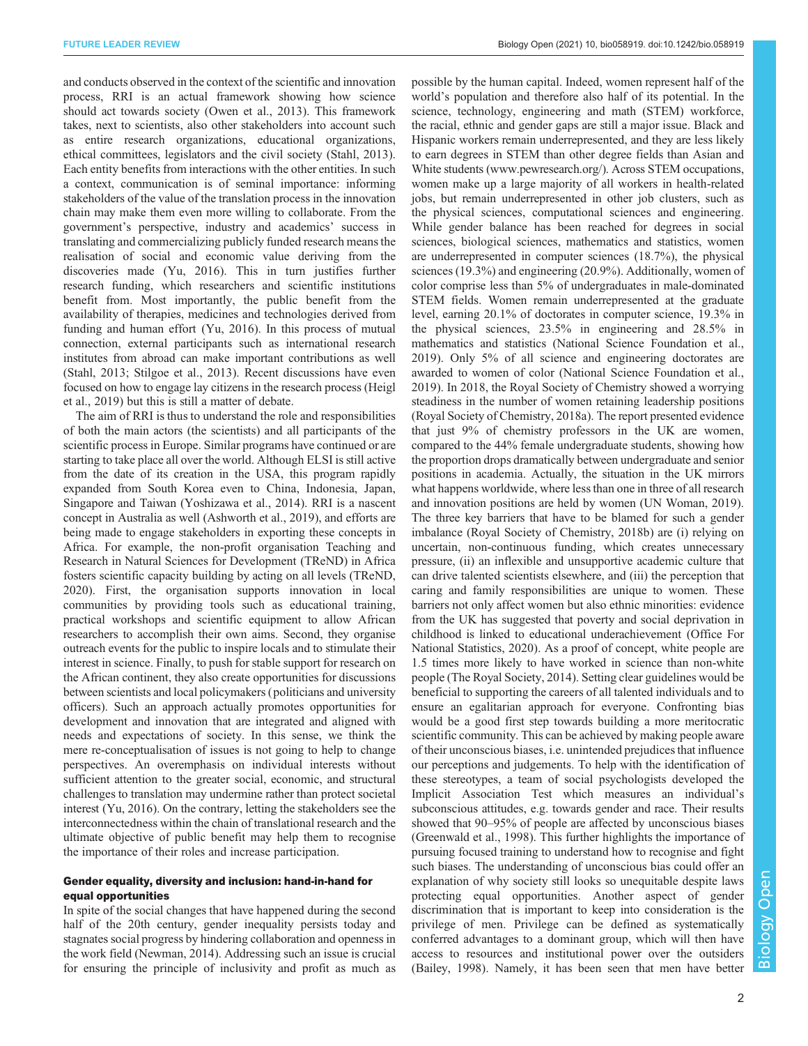and conducts observed in the context of the scientific and innovation process, RRI is an actual framework showing how science should act towards society (Owen et al., 2013). This framework takes, next to scientists, also other stakeholders into account such as entire research organizations, educational organizations, ethical committees, legislators and the civil society (Stahl, 2013). Each entity benefits from interactions with the other entities. In such a context, communication is of seminal importance: informing stakeholders of the value of the translation process in the innovation chain may make them even more willing to collaborate. From the government's perspective, industry and academics' success in translating and commercializing publicly funded research means the realisation of social and economic value deriving from the discoveries made (Yu, 2016). This in turn justifies further research funding, which researchers and scientific institutions benefit from. Most importantly, the public benefit from the availability of therapies, medicines and technologies derived from funding and human effort (Yu, 2016). In this process of mutual connection, external participants such as international research institutes from abroad can make important contributions as well (Stahl, 2013; Stilgoe et al., 2013). Recent discussions have even focused on how to engage lay citizens in the research process (Heigl et al., 2019) but this is still a matter of debate.

The aim of RRI is thus to understand the role and responsibilities of both the main actors (the scientists) and all participants of the scientific process in Europe. Similar programs have continued or are starting to take place all over the world. Although ELSI is still active from the date of its creation in the USA, this program rapidly expanded from South Korea even to China, Indonesia, Japan, Singapore and Taiwan (Yoshizawa et al., 2014). RRI is a nascent concept in Australia as well (Ashworth et al., 2019), and efforts are being made to engage stakeholders in exporting these concepts in Africa. For example, the non-profit organisation Teaching and Research in Natural Sciences for Development (TReND) in Africa fosters scientific capacity building by acting on all levels (TReND, 2020). First, the organisation supports innovation in local communities by providing tools such as educational training, practical workshops and scientific equipment to allow African researchers to accomplish their own aims. Second, they organise outreach events for the public to inspire locals and to stimulate their interest in science. Finally, to push for stable support for research on the African continent, they also create opportunities for discussions between scientists and local policymakers (politicians and university officers). Such an approach actually promotes opportunities for development and innovation that are integrated and aligned with needs and expectations of society. In this sense, we think the mere re-conceptualisation of issues is not going to help to change perspectives. An overemphasis on individual interests without sufficient attention to the greater social, economic, and structural challenges to translation may undermine rather than protect societal interest (Yu, 2016). On the contrary, letting the stakeholders see the interconnectedness within the chain of translational research and the ultimate objective of public benefit may help them to recognise the importance of their roles and increase participation.

#### Gender equality, diversity and inclusion: hand-in-hand for equal opportunities

In spite of the social changes that have happened during the second half of the 20th century, gender inequality persists today and stagnates social progress by hindering collaboration and openness in the work field (Newman, 2014). Addressing such an issue is crucial for ensuring the principle of inclusivity and profit as much as possible by the human capital. Indeed, women represent half of the world's population and therefore also half of its potential. In the science, technology, engineering and math (STEM) workforce, the racial, ethnic and gender gaps are still a major issue. Black and Hispanic workers remain underrepresented, and they are less likely to earn degrees in STEM than other degree fields than Asian and White students (www.pewresearch.org/). Across STEM occupations, women make up a large majority of all workers in health-related jobs, but remain underrepresented in other job clusters, such as the physical sciences, computational sciences and engineering. While gender balance has been reached for degrees in social sciences, biological sciences, mathematics and statistics, women are underrepresented in computer sciences (18.7%), the physical sciences (19.3%) and engineering (20.9%). Additionally, women of color comprise less than 5% of undergraduates in male-dominated STEM fields. Women remain underrepresented at the graduate level, earning 20.1% of doctorates in computer science, 19.3% in the physical sciences, 23.5% in engineering and 28.5% in mathematics and statistics (National Science Foundation et al., 2019). Only 5% of all science and engineering doctorates are awarded to women of color (National Science Foundation et al., 2019). In 2018, the Royal Society of Chemistry showed a worrying steadiness in the number of women retaining leadership positions (Royal Society of Chemistry, 2018a). The report presented evidence that just 9% of chemistry professors in the UK are women, compared to the 44% female undergraduate students, showing how the proportion drops dramatically between undergraduate and senior positions in academia. Actually, the situation in the UK mirrors what happens worldwide, where less than one in three of all research and innovation positions are held by women (UN Woman, 2019). The three key barriers that have to be blamed for such a gender imbalance (Royal Society of Chemistry, 2018b) are (i) relying on uncertain, non-continuous funding, which creates unnecessary pressure, (ii) an inflexible and unsupportive academic culture that can drive talented scientists elsewhere, and (iii) the perception that caring and family responsibilities are unique to women. These barriers not only affect women but also ethnic minorities: evidence from the UK has suggested that poverty and social deprivation in childhood is linked to educational underachievement (Office For National Statistics, 2020). As a proof of concept, white people are 1.5 times more likely to have worked in science than non-white people (The Royal Society, 2014). Setting clear guidelines would be beneficial to supporting the careers of all talented individuals and to ensure an egalitarian approach for everyone. Confronting bias would be a good first step towards building a more meritocratic scientific community. This can be achieved by making people aware of their unconscious biases, i.e. unintended prejudices that influence our perceptions and judgements. To help with the identification of these stereotypes, a team of social psychologists developed the Implicit Association Test which measures an individual's subconscious attitudes, e.g. towards gender and race. Their results showed that 90–95% of people are affected by unconscious biases (Greenwald et al., 1998). This further highlights the importance of pursuing focused training to understand how to recognise and fight such biases. The understanding of unconscious bias could offer an explanation of why society still looks so unequitable despite laws protecting equal opportunities. Another aspect of gender discrimination that is important to keep into consideration is the privilege of men. Privilege can be defined as systematically conferred advantages to a dominant group, which will then have access to resources and institutional power over the outsiders (Bailey, 1998). Namely, it has been seen that men have better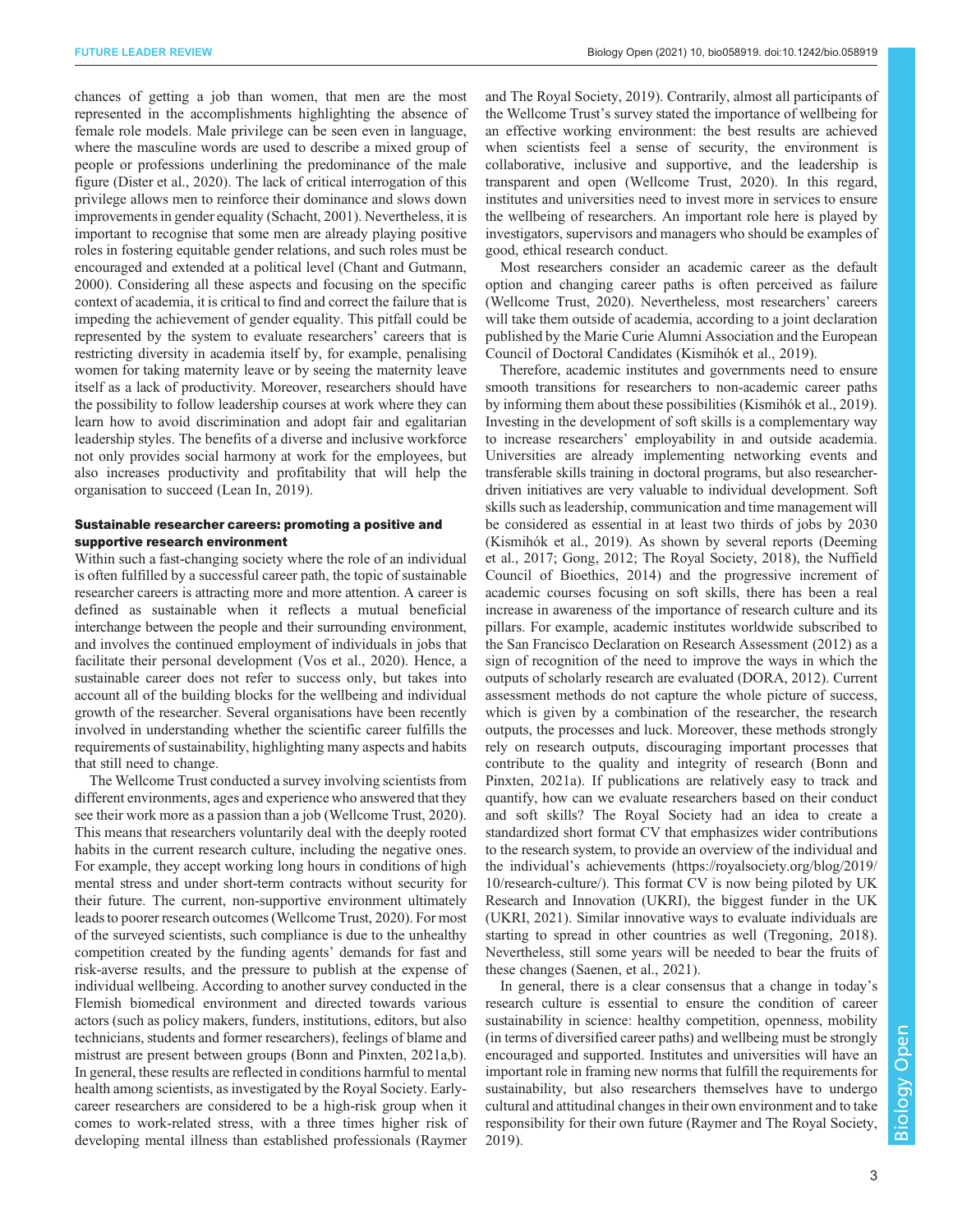chances of getting a job than women, that men are the most represented in the accomplishments highlighting the absence of female role models. Male privilege can be seen even in language, where the masculine words are used to describe a mixed group of people or professions underlining the predominance of the male figure (Dister et al., 2020). The lack of critical interrogation of this privilege allows men to reinforce their dominance and slows down improvements in gender equality (Schacht, 2001). Nevertheless, it is important to recognise that some men are already playing positive roles in fostering equitable gender relations, and such roles must be encouraged and extended at a political level (Chant and Gutmann, 2000). Considering all these aspects and focusing on the specific context of academia, it is critical to find and correct the failure that is impeding the achievement of gender equality. This pitfall could be represented by the system to evaluate researchers' careers that is restricting diversity in academia itself by, for example, penalising women for taking maternity leave or by seeing the maternity leave itself as a lack of productivity. Moreover, researchers should have the possibility to follow leadership courses at work where they can learn how to avoid discrimination and adopt fair and egalitarian leadership styles. The benefits of a diverse and inclusive workforce not only provides social harmony at work for the employees, but also increases productivity and profitability that will help the organisation to succeed (Lean In, 2019).

## Sustainable researcher careers: promoting a positive and supportive research environment

Within such a fast-changing society where the role of an individual is often fulfilled by a successful career path, the topic of sustainable researcher careers is attracting more and more attention. A career is defined as sustainable when it reflects a mutual beneficial interchange between the people and their surrounding environment, and involves the continued employment of individuals in jobs that facilitate their personal development (Vos et al., 2020). Hence, a sustainable career does not refer to success only, but takes into account all of the building blocks for the wellbeing and individual growth of the researcher. Several organisations have been recently involved in understanding whether the scientific career fulfills the requirements of sustainability, highlighting many aspects and habits that still need to change.

The Wellcome Trust conducted a survey involving scientists from different environments, ages and experience who answered that they see their work more as a passion than a job (Wellcome Trust, 2020). This means that researchers voluntarily deal with the deeply rooted habits in the current research culture, including the negative ones. For example, they accept working long hours in conditions of high mental stress and under short-term contracts without security for their future. The current, non-supportive environment ultimately leads to poorer research outcomes (Wellcome Trust, 2020). For most of the surveyed scientists, such compliance is due to the unhealthy competition created by the funding agents' demands for fast and risk-averse results, and the pressure to publish at the expense of individual wellbeing. According to another survey conducted in the Flemish biomedical environment and directed towards various actors (such as policy makers, funders, institutions, editors, but also technicians, students and former researchers), feelings of blame and mistrust are present between groups (Bonn and Pinxten, 2021a,b). In general, these results are reflected in conditions harmful to mental health among scientists, as investigated by the Royal Society. Early-career researchers are considered to be a high-risk group when it comes to work-related stress, with a three times higher risk of developing mental illness than established professionals (Raymer and The Royal Society, 2019). Contrarily, almost all participants of the Wellcome Trust's survey stated the importance of wellbeing for an effective working environment: the best results are achieved when scientists feel a sense of security, the environment is collaborative, inclusive and supportive, and the leadership is transparent and open (Wellcome Trust, 2020). In this regard, institutes and universities need to invest more in services to ensure the wellbeing of researchers. An important role here is played by investigators, supervisors and managers who should be examples of good, ethical research conduct.

Most researchers consider an academic career as the default option and changing career paths is often perceived as failure (Wellcome Trust, 2020). Nevertheless, most researchers' careers will take them outside of academia, according to a joint declaration published by the Marie Curie Alumni Association and the European Council of Doctoral Candidates (Kismihók et al., 2019).

Therefore, academic institutes and governments need to ensure smooth transitions for researchers to non-academic career paths by informing them about these possibilities (Kismihók et al., 2019). Investing in the development of soft skills is a complementary way to increase researchers' employability in and outside academia. Universities are already implementing networking events and transferable skills training in doctoral programs, but also researcher-driven initiatives are very valuable to individual development. Soft skills such as leadership, communication and time management will be considered as essential in at least two thirds of jobs by 2030 (Kismihók et al., 2019). As shown by several reports (Deeming et al., 2017; Gong, 2012; The Royal Society, 2018), the Nuffield Council of Bioethics, 2014) and the progressive increment of academic courses focusing on soft skills, there has been a real increase in awareness of the importance of research culture and its pillars. For example, academic institutes worldwide subscribed to the San Francisco Declaration on Research Assessment (2012) as a sign of recognition of the need to improve the ways in which the outputs of scholarly research are evaluated (DORA, 2012). Current assessment methods do not capture the whole picture of success, which is given by a combination of the researcher, the research outputs, the processes and luck. Moreover, these methods strongly rely on research outputs, discouraging important processes that contribute to the quality and integrity of research (Bonn and Pinxten, 2021a). If publications are relatively easy to track and quantify, how can we evaluate researchers based on their conduct and soft skills? The Royal Society had an idea to create a standardized short format CV that emphasizes wider contributions to the research system, to provide an overview of the individual and the individual's achievements (https://royalsociety.org/blog/2019/10/research-culture/). This format CV is now being piloted by UK Research and Innovation (UKRI), the biggest funder in the UK (UKRI, 2021). Similar innovative ways to evaluate individuals are starting to spread in other countries as well (Tregoning, 2018). Nevertheless, still some years will be needed to bear the fruits of these changes (Saenen, et al., 2021).

In general, there is a clear consensus that a change in today's research culture is essential to ensure the condition of career sustainability in science: healthy competition, openness, mobility (in terms of diversified career paths) and wellbeing must be strongly encouraged and supported. Institutes and universities will have an important role in framing new norms that fulfill the requirements for sustainability, but also researchers themselves have to undergo cultural and attitudinal changes in their own environment and to take responsibility for their own future (Raymer and The Royal Society, 2019).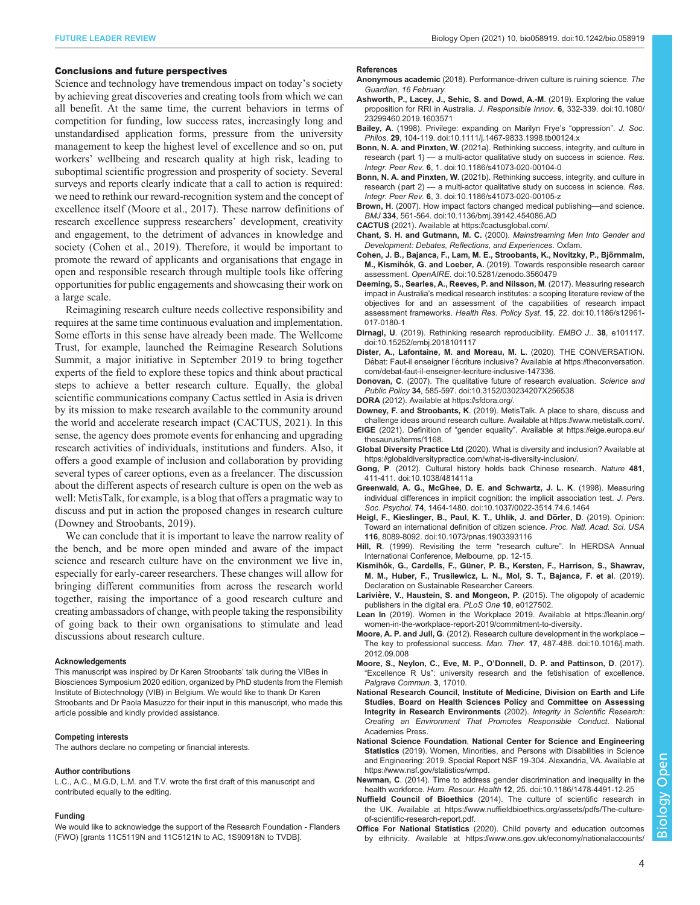## Conclusions and future perspectives

Science and technology have tremendous impact on today's society by achieving great discoveries and creating tools from which we can all benefit. At the same time, the current behaviors in terms of competition for funding, low success rates, increasingly long and unstandardised application forms, pressure from the university management to keep the highest level of excellence and so on, put workers' wellbeing and research quality at high risk, leading to suboptimal scientific progression and prosperity of society. Several surveys and reports clearly indicate that a call to action is required: we need to rethink our reward-recognition system and the concept of excellence itself (Moore et al., 2017). These narrow definitions of research excellence suppress researchers' development, creativity and engagement, to the detriment of advances in knowledge and society (Cohen et al., 2019). Therefore, it would be important to promote the reward of applicants and organisations that engage in open and responsible research through multiple tools like offering opportunities for public engagements and showcasing their work on a large scale.

Reimagining research culture needs collective responsibility and requires at the same time continuous evaluation and implementation. Some efforts in this sense have already been made. The Wellcome Trust, for example, launched the Reimagine Research Solutions Summit, a major initiative in September 2019 to bring together experts of the field to explore these topics and think about practical steps to achieve a better research culture. Equally, the global scientific communications company Cactus settled in Asia is driven by its mission to make research available to the community around the world and accelerate research impact (CACTUS, 2021). In this sense, the agency does promote events for enhancing and upgrading research activities of individuals, institutions and funders. Also, it offers a good example of inclusion and collaboration by providing several types of career options, even as a freelancer. The discussion about the different aspects of research culture is open on the web as well: MetisTalk, for example, is a blog that offers a pragmatic way to discuss and put in action the proposed changes in research culture (Downey and Stroobants, 2019).

We can conclude that it is important to leave the narrow reality of the bench, and be more open minded and aware of the impact science and research culture have on the environment we live in, especially for early-career researchers. These changes will allow for bringing different communities from across the research world together, raising the importance of a good research culture and creating ambassadors of change, with people taking the responsibility of going back to their own organisations to stimulate and lead discussions about research culture.

#### Acknowledgements

This manuscript was inspired by Dr Karen Stroobants' talk during the VIBes in Biosciences Symposium 2020 edition, organized by PhD students from the Flemish Institute of Biotechnology (VIB) in Belgium. We would like to thank Dr Karen Stroobants and Dr Paola Masuzzo for their input in this manuscript, who made this article possible and kindly provided assistance.

#### Competing interests

The authors declare no competing or financial interests.

#### Author contributions

L.C., A.C., M.G.D, L.M. and T.V. wrote the first draft of this manuscript and contributed equally to the editing.

#### Funding

We would like to acknowledge the support of the Research Foundation - Flanders (FWO) [grants 11C5119N and 11C5121N to AC, 1S90918N to TVDB].

#### References

**Anonymous academic** (2018). Performance-driven culture is ruining science. *The Guardian, 16 February.*

**Ashworth, P., Lacey, J., Sehic, S. and Dowd, A.-M.** (2019). Exploring the value proposition for RRI in Australia. *J. Responsible Innov*. **6**, 332-339. doi:10.1080/23299460.2019.1603571

**Bailey, A.** (1998). Privilege: expanding on Marilyn Frye's "oppression". *J. Soc. Philos*. **29**, 104-119. doi:10.1111/j.1467-9833.1998.tb00124.x

**Bonn, N. A. and Pinxten, W.** (2021a). Rethinking success, integrity, and culture in research (part 1) — a multi-actor qualitative study on success in science. *Res. Integr. Peer Rev*. **6**, 1. doi:10.1186/s41073-020-00104-0

**Bonn, N. A. and Pinxten, W.** (2021b). Rethinking success, integrity, and culture in research (part 2) — a multi-actor qualitative study on success in science. *Res. Integr. Peer Rev*. **6**, 3. doi:10.1186/s41073-020-00105-z

**Brown, H.** (2007). How impact factors changed medical publishing—and science. *BMJ* **334**, 561-564. doi:10.1136/bmj.39142.454086.AD

**CACTUS** (2021). Available at https://cactusglobal.com/.

**Chant, S. H. and Gutmann, M. C.** (2000). *Mainstreaming Men Into Gender and Development: Debates, Reflections, and Experiences*. Oxfam.

**Cohen, J. B., Bajanca, F., Lam, M. E., Stroobants, K., Novitzky, P., Björnmalm, M., Kismihók, G. and Loeber, A.** (2019). Towards responsible research career assessment. *OpenAIRE*. doi:10.5281/zenodo.3560479

**Deeming, S., Searles, A., Reeves, P. and Nilsson, M.** (2017). Measuring research impact in Australia's medical research institutes: a scoping literature review of the objectives for and an assessment of the capabilities of research impact assessment frameworks. *Health Res. Policy Syst*. **15**, 22. doi:10.1186/s12961-017-0180-1

**Dirnagl, U.** (2019). Rethinking research reproducibility. *EMBO J*.. **38**, e101117. doi:10.15252/embj.2018101117

**Dister, A., Lafontaine, M. and Moreau, M. L.** (2020). THE CONVERSATION. Débat: Faut-il enseigner l'écriture inclusive? Available at https://theconversation.com/debat-faut-il-enseigner-lecriture-inclusive-147336.

**Donovan, C.** (2007). The qualitative future of research evaluation. *Science and Public Policy* **34**, 585-597. doi:10.3152/030234207X256538

**DORA** (2012). Available at https://sfdora.org/.

**Downey, F. and Stroobants, K.** (2019). MetisTalk. A place to share, discuss and challenge ideas around research culture. Available at https://www.metistalk.com/.

**EIGE** (2021). Definition of "gender equality". Available at https://eige.europa.eu/thesaurus/terms/1168.

**Global Diversity Practice Ltd** (2020). What is diversity and inclusion? Available at https://globaldiversitypractice.com/what-is-diversity-inclusion/.

**Gong, P.** (2012). Cultural history holds back Chinese research. *Nature* **481**, 411-411. doi:10.1038/481411a

**Greenwald, A. G., McGhee, D. E. and Schwartz, J. L. K.** (1998). Measuring individual differences in implicit cognition: the implicit association test. *J. Pers. Soc. Psychol*. **74**, 1464-1480. doi:10.1037/0022-3514.74.6.1464

**Heigl, F., Kieslinger, B., Paul, K. T., Uhlik, J. and Dörler, D.** (2019). Opinion: Toward an international definition of citizen science. *Proc. Natl. Acad. Sci. USA* **116**, 8089-8092. doi:10.1073/pnas.1903393116

**Hill, R.** (1999). Revisiting the term "research culture". In HERDSA Annual International Conference, Melbourne, pp. 12-15.

**Kismihók, G., Cardells, F., Güner, P. B., Kersten, F., Harrison, S., Shawrav, M. M., Huber, F., Trusilewicz, L. N., Mol, S. T., Bajanca, F. et al.** (2019). Declaration on Sustainable Researcher Careers.

**Larivière, V., Haustein, S. and Mongeon, P.** (2015). The oligopoly of academic publishers in the digital era. *PLoS One* **10**, e0127502.

**Lean In** (2019). Women in the Workplace 2019. Available at https://leanin.org/women-in-the-workplace-report-2019/commitment-to-diversity.

**Moore, A. P. and Jull, G.** (2012). Research culture development in the workplace – The key to professional success. *Man. Ther*. **17**, 487-488. doi:10.1016/j.math.2012.09.008

**Moore, S., Neylon, C., Eve, M. P., O'Donnell, D. P. and Pattinson, D.** (2017). "Excellence R Us": university research and the fetishisation of excellence. *Palgrave Commun*. **3**, 17010.

**National Research Council, Institute of Medicine, Division on Earth and Life Studies, Board on Health Sciences Policy** and **Committee on Assessing Integrity in Research Environments** (2002). *Integrity in Scientific Research: Creating an Environment That Promotes Responsible Conduct*. National Academies Press.

**National Science Foundation, National Center for Science and Engineering Statistics** (2019). Women, Minorities, and Persons with Disabilities in Science and Engineering: 2019. Special Report NSF 19-304. Alexandria, VA. Available at https://www.nsf.gov/statistics/wmpd.

**Newman, C.** (2014). Time to address gender discrimination and inequality in the health workforce. *Hum. Resour. Health* **12**, 25. doi:10.1186/1478-4491-12-25

**Nuffield Council of Bioethics** (2014). The culture of scientific research in the UK. Available at https://www.nuffieldbioethics.org/assets/pdfs/The-culture-of-scientific-research-report.pdf.

**Office For National Statistics** (2020). Child poverty and education outcomes by ethnicity. Available at https://www.ons.gov.uk/economy/nationalaccounts/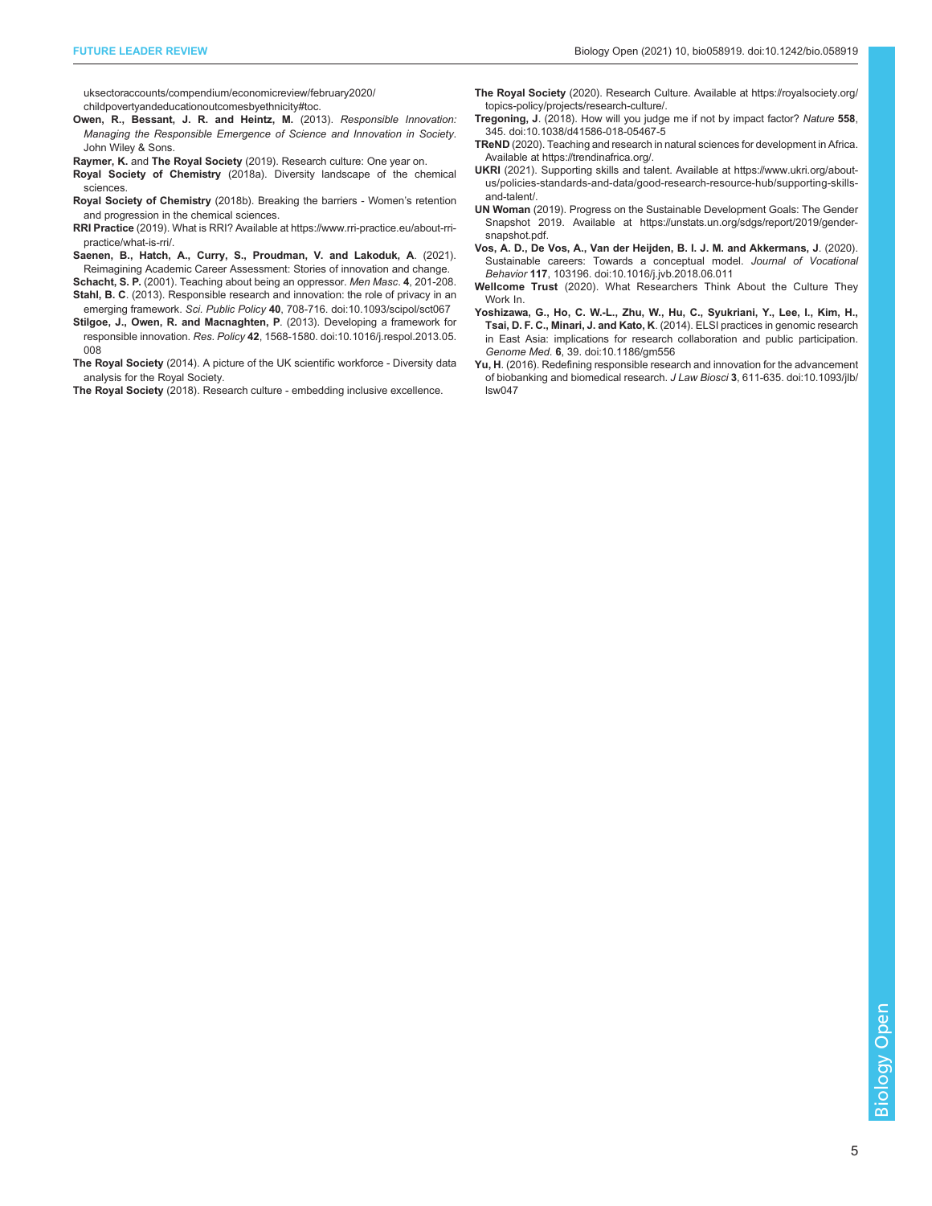uksectoraccounts/compendium/economicreview/february2020/childpovertyandeducationoutcomesbyethnicity#toc.

**Owen, R., Bessant, J. R. and Heintz, M.** (2013). *Responsible Innovation: Managing the Responsible Emergence of Science and Innovation in Society*. John Wiley & Sons.

**Raymer, K.** and **The Royal Society** (2019). Research culture: One year on.

**Royal Society of Chemistry** (2018a). Diversity landscape of the chemical sciences.

**Royal Society of Chemistry** (2018b). Breaking the barriers - Women's retention and progression in the chemical sciences.

**RRI Practice** (2019). What is RRI? Available at https://www.rri-practice.eu/about-rri-practice/what-is-rri/.

**Saenen, B., Hatch, A., Curry, S., Proudman, V. and Lakoduk, A**. (2021). Reimagining Academic Career Assessment: Stories of innovation and change.

**Schacht, S. P.** (2001). Teaching about being an oppressor. *Men Masc*. **4**, 201-208.

**Stahl, B. C**. (2013). Responsible research and innovation: the role of privacy in an emerging framework. *Sci. Public Policy* **40**, 708-716. doi:10.1093/scipol/sct067

**Stilgoe, J., Owen, R. and Macnaghten, P**. (2013). Developing a framework for responsible innovation. *Res. Policy* **42**, 1568-1580. doi:10.1016/j.respol.2013.05.008

**The Royal Society** (2014). A picture of the UK scientific workforce - Diversity data analysis for the Royal Society.

**The Royal Society** (2018). Research culture - embedding inclusive excellence.

**The Royal Society** (2020). Research Culture. Available at https://royalsociety.org/topics-policy/projects/research-culture/.

**Tregoning, J**. (2018). How will you judge me if not by impact factor? *Nature* **558**, 345. doi:10.1038/d41586-018-05467-5

**TReND** (2020). Teaching and research in natural sciences for development in Africa. Available at https://trendinafrica.org/.

**UKRI** (2021). Supporting skills and talent. Available at https://www.ukri.org/about-us/policies-standards-and-data/good-research-resource-hub/supporting-skills-and-talent/.

**UN Woman** (2019). Progress on the Sustainable Development Goals: The Gender Snapshot 2019. Available at https://unstats.un.org/sdgs/report/2019/gender-snapshot.pdf.

**Vos, A. D., De Vos, A., Van der Heijden, B. I. J. M. and Akkermans, J**. (2020). Sustainable careers: Towards a conceptual model. *Journal of Vocational Behavior* **117**, 103196. doi:10.1016/j.jvb.2018.06.011

**Wellcome Trust** (2020). What Researchers Think About the Culture They Work In.

**Yoshizawa, G., Ho, C. W.-L., Zhu, W., Hu, C., Syukriani, Y., Lee, I., Kim, H., Tsai, D. F. C., Minari, J. and Kato, K**. (2014). ELSI practices in genomic research in East Asia: implications for research collaboration and public participation. *Genome Med*. **6**, 39. doi:10.1186/gm556

**Yu, H**. (2016). Redefining responsible research and innovation for the advancement of biobanking and biomedical research. *J Law Biosci* **3**, 611-635. doi:10.1093/jlb/lsw047